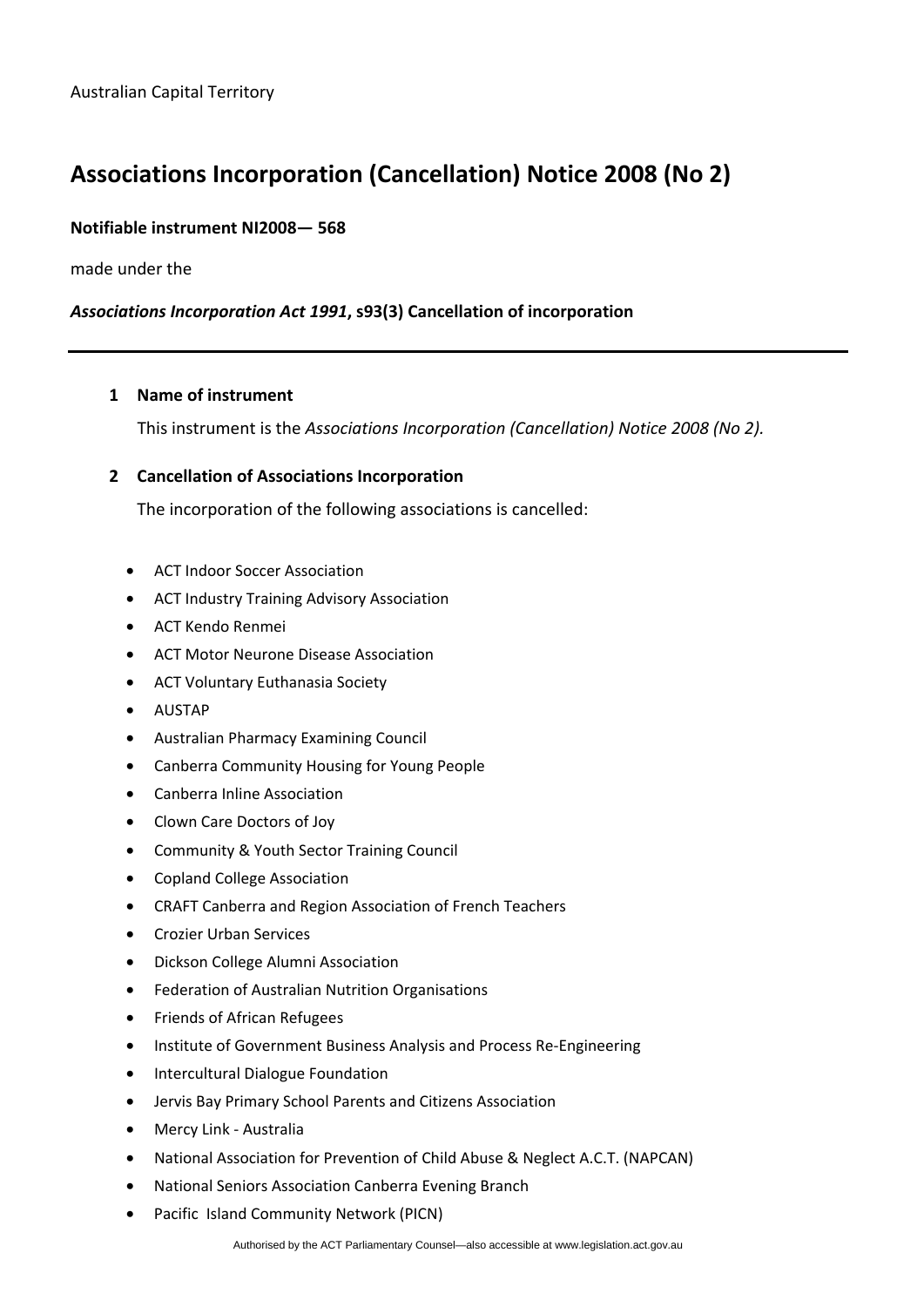Australian Capital Territory

# Associations Incorporation (Cancellation) Notice 2008 (No 2)

**Notifiable instrument NI2008— 568**

made under the

***Associations Incorporation Act 1991*, s93(3) Cancellation of incorporation**

---

## 1 Name of instrument

This instrument is the *Associations Incorporation (Cancellation) Notice 2008 (No 2).*

## 2 Cancellation of Associations Incorporation

The incorporation of the following associations is cancelled:

- ACT Indoor Soccer Association
- ACT Industry Training Advisory Association
- ACT Kendo Renmei
- ACT Motor Neurone Disease Association
- ACT Voluntary Euthanasia Society
- AUSTAP
- Australian Pharmacy Examining Council
- Canberra Community Housing for Young People
- Canberra Inline Association
- Clown Care Doctors of Joy
- Community & Youth Sector Training Council
- Copland College Association
- CRAFT Canberra and Region Association of French Teachers
- Crozier Urban Services
- Dickson College Alumni Association
- Federation of Australian Nutrition Organisations
- Friends of African Refugees
- Institute of Government Business Analysis and Process Re-Engineering
- Intercultural Dialogue Foundation
- Jervis Bay Primary School Parents and Citizens Association
- Mercy Link - Australia
- National Association for Prevention of Child Abuse & Neglect A.C.T. (NAPCAN)
- National Seniors Association Canberra Evening Branch
- Pacific Island Community Network (PICN)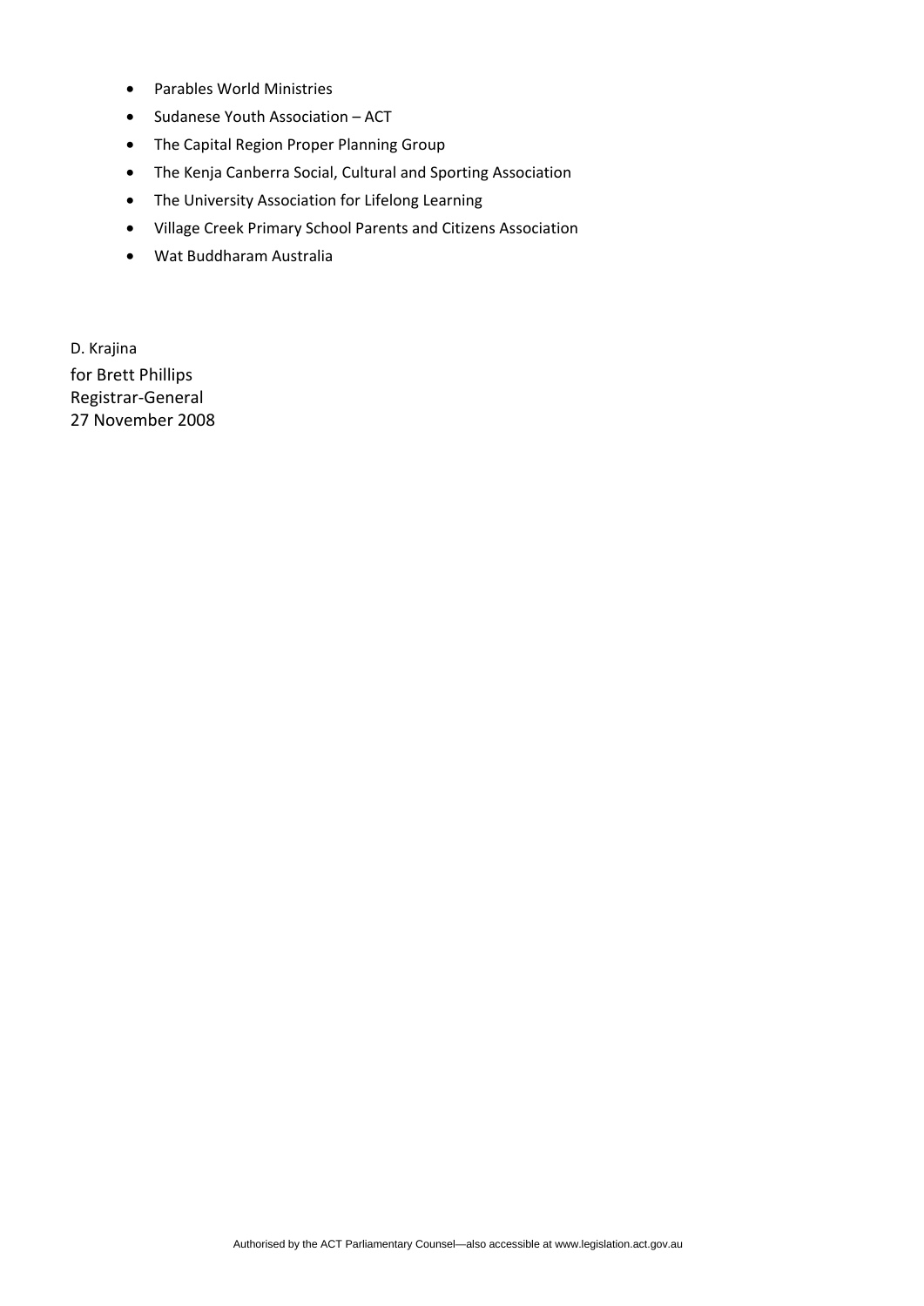- Parables World Ministries
- Sudanese Youth Association – ACT
- The Capital Region Proper Planning Group
- The Kenja Canberra Social, Cultural and Sporting Association
- The University Association for Lifelong Learning
- Village Creek Primary School Parents and Citizens Association
- Wat Buddharam Australia

D. Krajina
for Brett Phillips
Registrar-General
27 November 2008